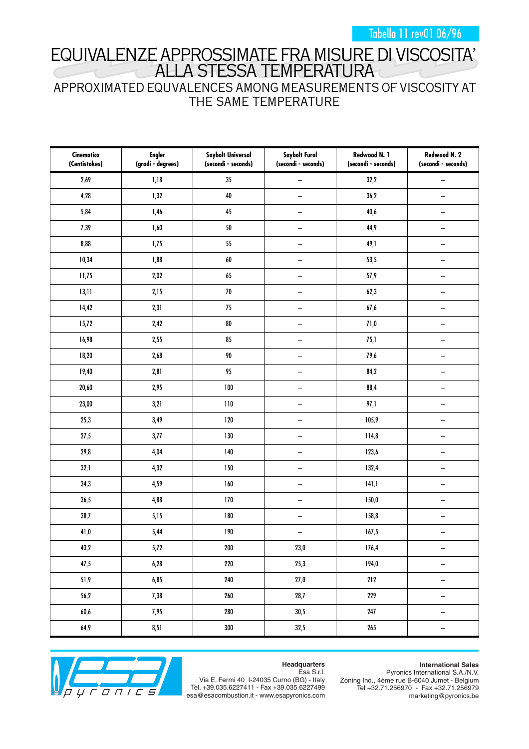Tabella 11 rev01 06/96

# EQUIVALENZE APPROSSIMATE FRA MISURE DI VISCOSITA' ALLA STESSA TEMPERATURA

## APPROXIMATED EQUVALENCES AMONG MEASUREMENTS OF VISCOSITY AT THE SAME TEMPERATURE

| Cinematica (Centistokes) | Engler (gradi - degrees) | Saybolt Universal (secondi - seconds) | Saybolt Furol (secondi - seconds) | Redwood N. 1 (secondi - seconds) | Redwood N. 2 (secondi - seconds) |
|---|---|---|---|---|---|
| 2,69 | 1,18 | 35 | – | 32,2 | – |
| 4,28 | 1,32 | 40 | – | 36,2 | – |
| 5,84 | 1,46 | 45 | – | 40,6 | – |
| 7,39 | 1,60 | 50 | – | 44,9 | – |
| 8,88 | 1,75 | 55 | – | 49,1 | – |
| 10,34 | 1,88 | 60 | – | 53,5 | – |
| 11,75 | 2,02 | 65 | – | 57,9 | – |
| 13,11 | 2,15 | 70 | – | 62,3 | – |
| 14,42 | 2,31 | 75 | – | 67,6 | – |
| 15,72 | 2,42 | 80 | – | 71,0 | – |
| 16,98 | 2,55 | 85 | – | 75,1 | – |
| 18,20 | 2,68 | 90 | – | 79,6 | – |
| 19,40 | 2,81 | 95 | – | 84,2 | – |
| 20,60 | 2,95 | 100 | – | 88,4 | – |
| 23,00 | 3,21 | 110 | – | 97,1 | – |
| 25,3 | 3,49 | 120 | – | 105,9 | – |
| 27,5 | 3,77 | 130 | – | 114,8 | – |
| 29,8 | 4,04 | 140 | – | 123,6 | – |
| 32,1 | 4,32 | 150 | – | 132,4 | – |
| 34,3 | 4,59 | 160 | – | 141,1 | – |
| 36,5 | 4,88 | 170 | – | 150,0 | – |
| 38,7 | 5,15 | 180 | – | 158,8 | – |
| 41,0 | 5,44 | 190 | – | 167,5 | – |
| 43,2 | 5,72 | 200 | 23,0 | 176,4 | – |
| 47,5 | 6,28 | 220 | 25,3 | 194,0 | – |
| 51,9 | 6,85 | 240 | 27,0 | 212 | – |
| 56,2 | 7,38 | 260 | 28,7 | 229 | – |
| 60,6 | 7,95 | 280 | 30,5 | 247 | – |
| 64,9 | 8,51 | 300 | 32,5 | 265 | – |

esa pyronics

**Headquarters**
Esa S.r.l.
Via E. Fermi 40 I-24035 Curno (BG) - Italy
Tel. +39.035.6227411 - Fax +39.035.6227499
esa@esacombustion.it - www.esapyronics.com

**International Sales**
Pyronics International S.A./N.V.
Zoning Ind., 4ème rue B-6040 Jumet - Belgium
Tel +32.71.256970 - Fax +32.71.256979
marketing@pyronics.be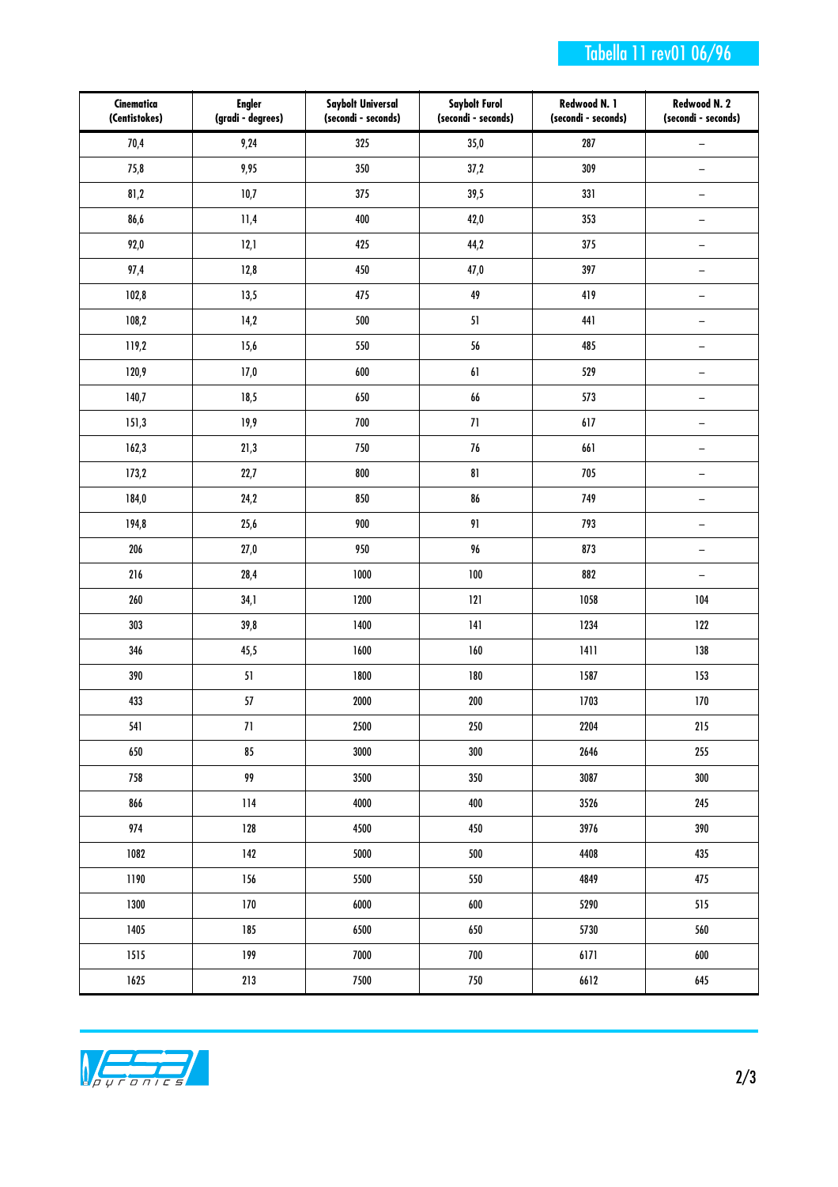Tabella 11 rev01 06/96

| Cinematica (Centistokes) | Engler (gradi - degrees) | Saybolt Universal (secondi - seconds) | Saybolt Furol (secondi - seconds) | Redwood N. 1 (secondi - seconds) | Redwood N. 2 (secondi - seconds) |
|---|---|---|---|---|---|
| 70,4 | 9,24 | 325 | 35,0 | 287 | – |
| 75,8 | 9,95 | 350 | 37,2 | 309 | – |
| 81,2 | 10,7 | 375 | 39,5 | 331 | – |
| 86,6 | 11,4 | 400 | 42,0 | 353 | – |
| 92,0 | 12,1 | 425 | 44,2 | 375 | – |
| 97,4 | 12,8 | 450 | 47,0 | 397 | – |
| 102,8 | 13,5 | 475 | 49 | 419 | – |
| 108,2 | 14,2 | 500 | 51 | 441 | – |
| 119,2 | 15,6 | 550 | 56 | 485 | – |
| 120,9 | 17,0 | 600 | 61 | 529 | – |
| 140,7 | 18,5 | 650 | 66 | 573 | – |
| 151,3 | 19,9 | 700 | 71 | 617 | – |
| 162,3 | 21,3 | 750 | 76 | 661 | – |
| 173,2 | 22,7 | 800 | 81 | 705 | – |
| 184,0 | 24,2 | 850 | 86 | 749 | – |
| 194,8 | 25,6 | 900 | 91 | 793 | – |
| 206 | 27,0 | 950 | 96 | 873 | – |
| 216 | 28,4 | 1000 | 100 | 882 | – |
| 260 | 34,1 | 1200 | 121 | 1058 | 104 |
| 303 | 39,8 | 1400 | 141 | 1234 | 122 |
| 346 | 45,5 | 1600 | 160 | 1411 | 138 |
| 390 | 51 | 1800 | 180 | 1587 | 153 |
| 433 | 57 | 2000 | 200 | 1703 | 170 |
| 541 | 71 | 2500 | 250 | 2204 | 215 |
| 650 | 85 | 3000 | 300 | 2646 | 255 |
| 758 | 99 | 3500 | 350 | 3087 | 300 |
| 866 | 114 | 4000 | 400 | 3526 | 245 |
| 974 | 128 | 4500 | 450 | 3976 | 390 |
| 1082 | 142 | 5000 | 500 | 4408 | 435 |
| 1190 | 156 | 5500 | 550 | 4849 | 475 |
| 1300 | 170 | 6000 | 600 | 5290 | 515 |
| 1405 | 185 | 6500 | 650 | 5730 | 560 |
| 1515 | 199 | 7000 | 700 | 6171 | 600 |
| 1625 | 213 | 7500 | 750 | 6612 | 645 |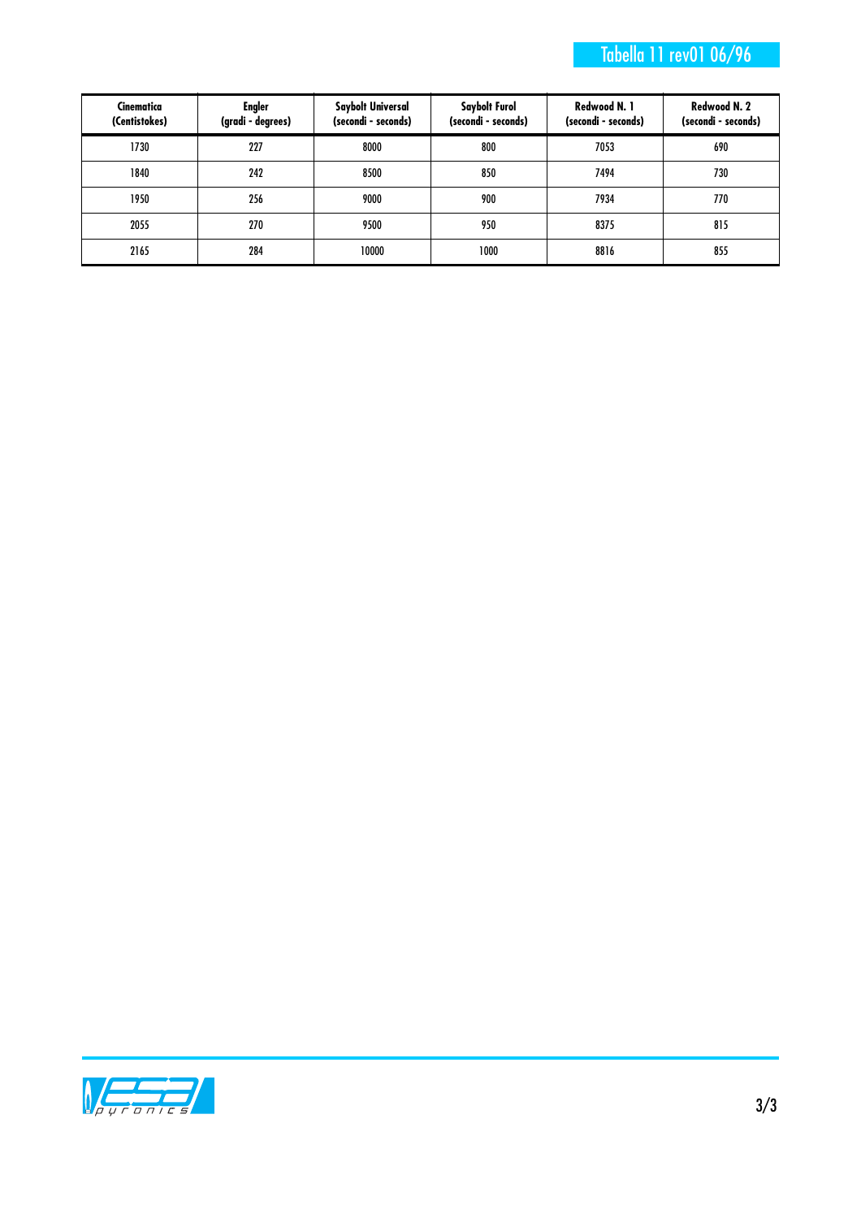| Cinematica (Centistokes) | Engler (gradi - degrees) | Saybolt Universal (secondi - seconds) | Saybolt Furol (secondi - seconds) | Redwood N. 1 (secondi - seconds) | Redwood N. 2 (secondi - seconds) |
|---|---|---|---|---|---|
| 1730 | 227 | 8000 | 800 | 7053 | 690 |
| 1840 | 242 | 8500 | 850 | 7494 | 730 |
| 1950 | 256 | 9000 | 900 | 7934 | 770 |
| 2055 | 270 | 9500 | 950 | 8375 | 815 |
| 2165 | 284 | 10000 | 1000 | 8816 | 855 |